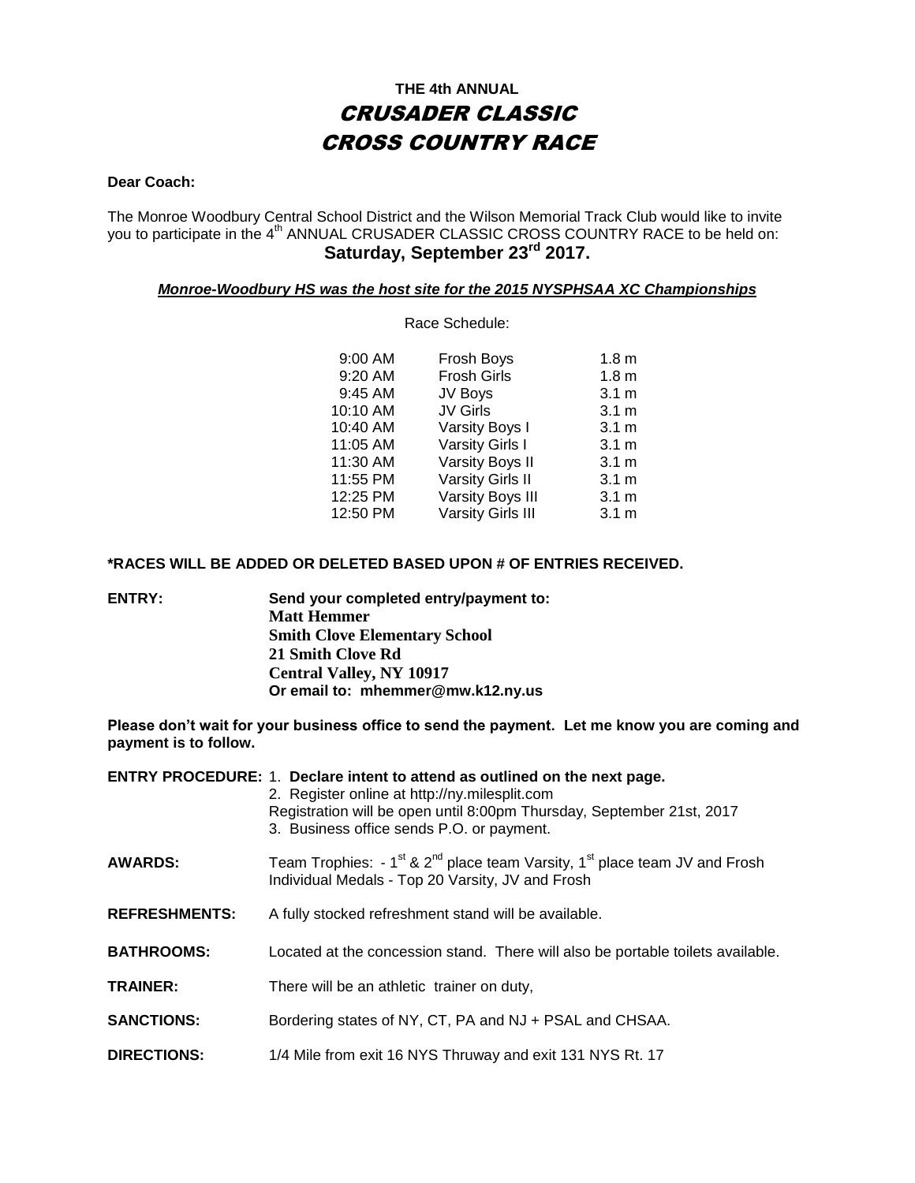# THE 4th ANNUAL

# *CRUSADER CLASSIC*
# *CROSS COUNTRY RACE*

**Dear Coach:**

The Monroe Woodbury Central School District and the Wilson Memorial Track Club would like to invite you to participate in the 4th ANNUAL CRUSADER CLASSIC CROSS COUNTRY RACE to be held on:

**Saturday, September 23rd 2017.**

***Monroe-Woodbury HS was the host site for the 2015 NYSPHSAA XC Championships***

Race Schedule:

| | | |
|---|---|---|
| 9:00 AM | Frosh Boys | 1.8 m |
| 9:20 AM | Frosh Girls | 1.8 m |
| 9:45 AM | JV Boys | 3.1 m |
| 10:10 AM | JV Girls | 3.1 m |
| 10:40 AM | Varsity Boys I | 3.1 m |
| 11:05 AM | Varsity Girls I | 3.1 m |
| 11:30 AM | Varsity Boys II | 3.1 m |
| 11:55 PM | Varsity Girls II | 3.1 m |
| 12:25 PM | Varsity Boys III | 3.1 m |
| 12:50 PM | Varsity Girls III | 3.1 m |

**\*RACES WILL BE ADDED OR DELETED BASED UPON # OF ENTRIES RECEIVED.**

**ENTRY:** **Send your completed entry/payment to:**
**Matt Hemmer**
**Smith Clove Elementary School**
**21 Smith Clove Rd**
**Central Valley, NY 10917**
**Or email to: mhemmer@mw.k12.ny.us**

**Please don't wait for your business office to send the payment. Let me know you are coming and payment is to follow.**

**ENTRY PROCEDURE:** 1. **Declare intent to attend as outlined on the next page.**
2. Register online at http://ny.milesplit.com
Registration will be open until 8:00pm Thursday, September 21st, 2017
3. Business office sends P.O. or payment.

**AWARDS:** Team Trophies: - 1st & 2nd place team Varsity, 1st place team JV and Frosh
Individual Medals - Top 20 Varsity, JV and Frosh

**REFRESHMENTS:** A fully stocked refreshment stand will be available.

**BATHROOMS:** Located at the concession stand. There will also be portable toilets available.

**TRAINER:** There will be an athletic trainer on duty,

**SANCTIONS:** Bordering states of NY, CT, PA and NJ + PSAL and CHSAA.

**DIRECTIONS:** 1/4 Mile from exit 16 NYS Thruway and exit 131 NYS Rt. 17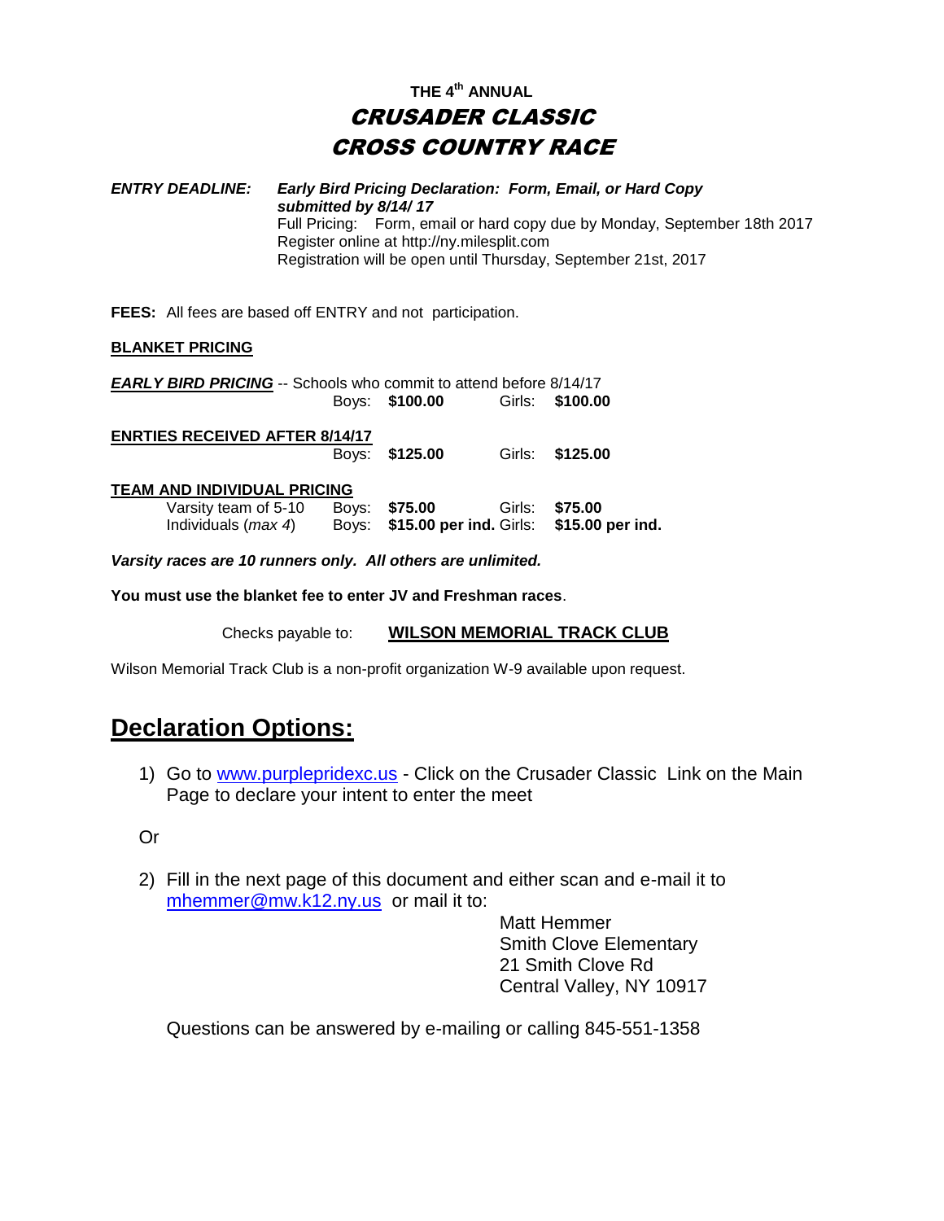**THE 4th ANNUAL**

# *CRUSADER CLASSIC*
# *CROSS COUNTRY RACE*

***ENTRY DEADLINE:*** ***Early Bird Pricing Declaration: Form, Email, or Hard Copy submitted by 8/14/ 17***
Full Pricing: Form, email or hard copy due by Monday, September 18th 2017
Register online at http://ny.milesplit.com
Registration will be open until Thursday, September 21st, 2017

**FEES:** All fees are based off ENTRY and not participation.

**BLANKET PRICING**

***EARLY BIRD PRICING*** -- Schools who commit to attend before 8/14/17
Boys: **$100.00** Girls: **$100.00**

**ENRTIES RECEIVED AFTER 8/14/17**
Boys: **$125.00** Girls: **$125.00**

**TEAM AND INDIVIDUAL PRICING**

| | Boys | Girls |
|---|---|---|
| Varsity team of 5-10 | **$75.00** | **$75.00** |
| Individuals (*max 4*) | **$15.00 per ind.** | **$15.00 per ind.** |

***Varsity races are 10 runners only. All others are unlimited.***

**You must use the blanket fee to enter JV and Freshman races**.

Checks payable to: **WILSON MEMORIAL TRACK CLUB**

Wilson Memorial Track Club is a non-profit organization W-9 available upon request.

## Declaration Options:

1) Go to www.purplepridexc.us - Click on the Crusader Classic Link on the Main Page to declare your intent to enter the meet

Or

2) Fill in the next page of this document and either scan and e-mail it to mhemmer@mw.k12.ny.us or mail it to:

Matt Hemmer
Smith Clove Elementary
21 Smith Clove Rd
Central Valley, NY 10917

Questions can be answered by e-mailing or calling 845-551-1358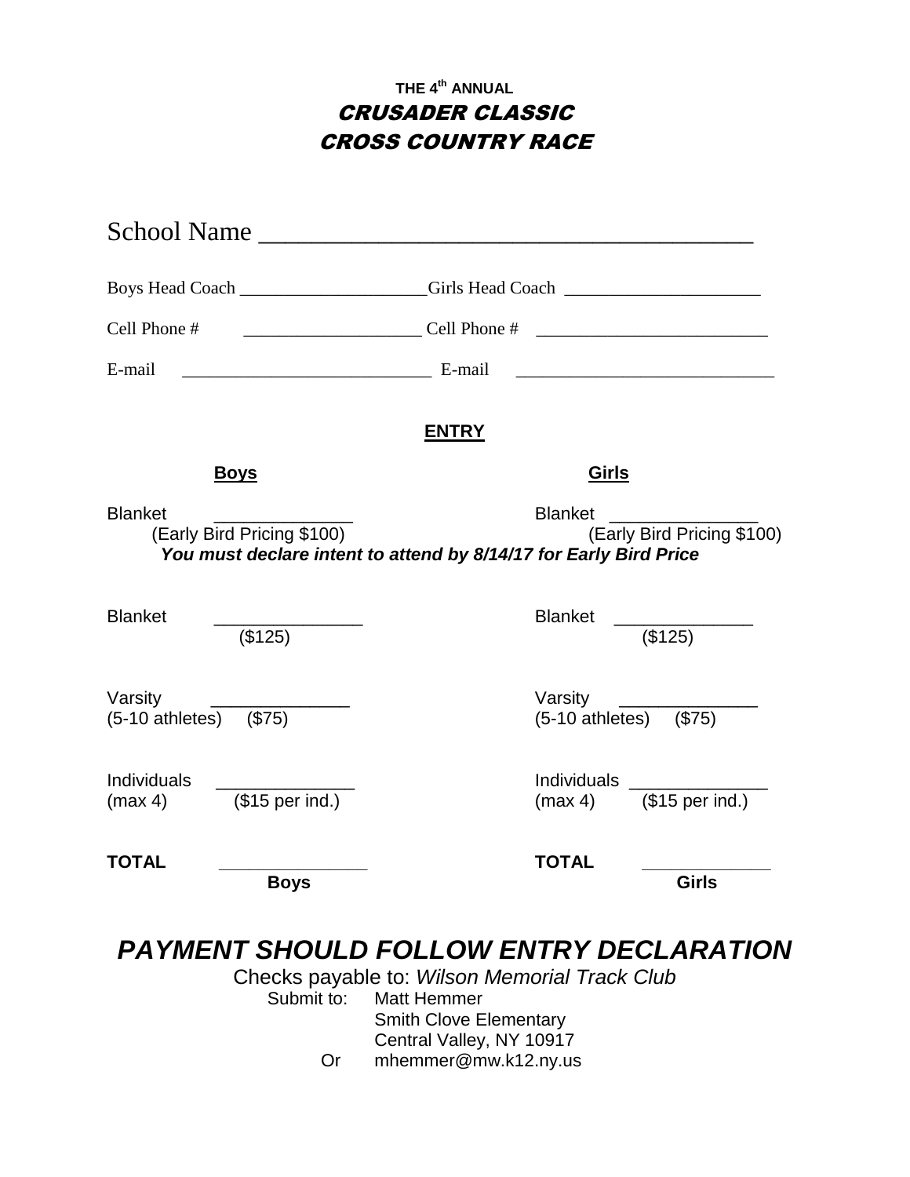THE 4th ANNUAL

# *CRUSADER CLASSIC*
# *CROSS COUNTRY RACE*

School Name ______________________________________

Boys Head Coach _____________________ Girls Head Coach ______________________

Cell Phone # ____________________ Cell Phone # __________________________

E-mail ____________________________ E-mail _____________________________

## ENTRY

| **Boys** | | **Girls** | |
|---|---|---|---|
| Blanket (Early Bird Pricing $100) | _______________ | Blanket (Early Bird Pricing $100) | _______________ |
| Blanket ($125) | _______________ | Blanket ($125) | _______________ |
| Varsity (5-10 athletes) ($75) | _______________ | Varsity (5-10 athletes) ($75) | _______________ |
| Individuals (max 4) ($15 per ind.) | _______________ | Individuals (max 4) ($15 per ind.) | _______________ |
| **TOTAL** | _______________ **Boys** | **TOTAL** | _______________ **Girls** |

***You must declare intent to attend by 8/14/17 for Early Bird Price***

## *PAYMENT SHOULD FOLLOW ENTRY DECLARATION*

Checks payable to: *Wilson Memorial Track Club*

Submit to: Matt Hemmer
Smith Clove Elementary
Central Valley, NY 10917
Or mhemmer@mw.k12.ny.us